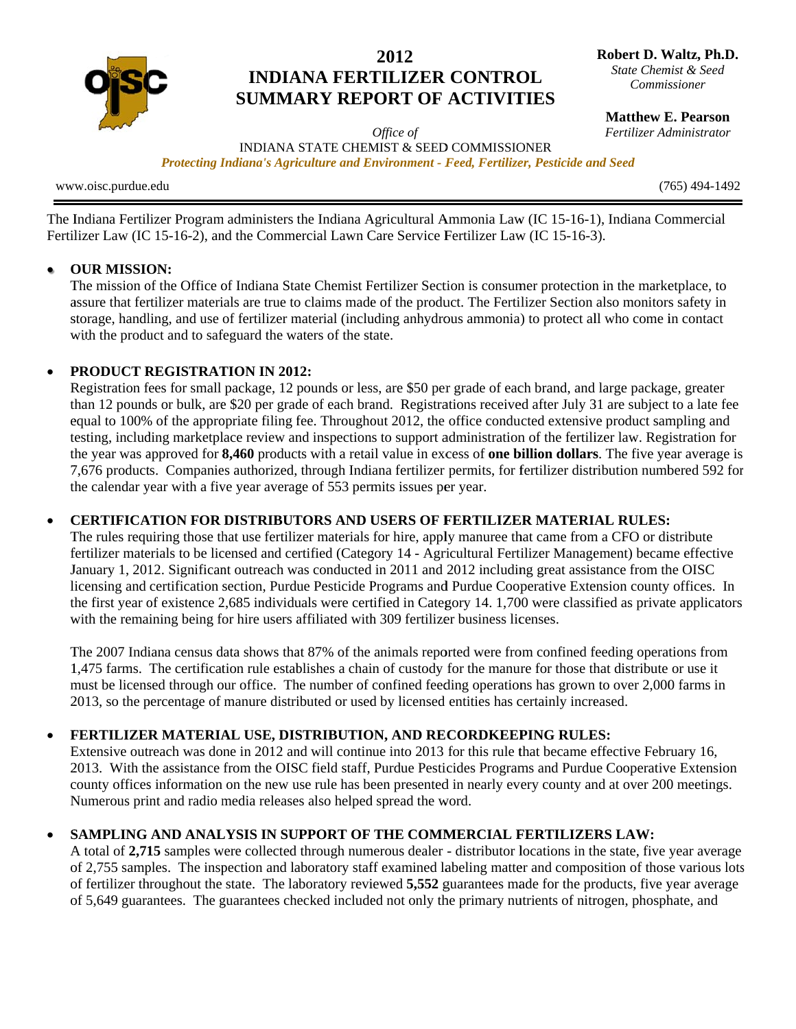# 2012 INDIANA FERTILIZER CONTROL SUMMARY REPORT OF ACTIVITIES

**Robert D. Waltz, Ph.D.**
*State Chemist & Seed Commissioner*

**Matthew E. Pearson**
*Fertilizer Administrator*

*Office of*
INDIANA STATE CHEMIST & SEED COMMISSIONER
***Protecting Indiana's Agriculture and Environment - Feed, Fertilizer, Pesticide and Seed***

www.oisc.purdue.edu (765) 494-1492

---

The Indiana Fertilizer Program administers the Indiana Agricultural Ammonia Law (IC 15-16-1), Indiana Commercial Fertilizer Law (IC 15-16-2), and the Commercial Lawn Care Service Fertilizer Law (IC 15-16-3).

- **OUR MISSION:**
  The mission of the Office of Indiana State Chemist Fertilizer Section is consumer protection in the marketplace, to assure that fertilizer materials are true to claims made of the product. The Fertilizer Section also monitors safety in storage, handling, and use of fertilizer material (including anhydrous ammonia) to protect all who come in contact with the product and to safeguard the waters of the state.

- **PRODUCT REGISTRATION IN 2012:**
  Registration fees for small package, 12 pounds or less, are $50 per grade of each brand, and large package, greater than 12 pounds or bulk, are $20 per grade of each brand. Registrations received after July 31 are subject to a late fee equal to 100% of the appropriate filing fee. Throughout 2012, the office conducted extensive product sampling and testing, including marketplace review and inspections to support administration of the fertilizer law. Registration for the year was approved for **8,460** products with a retail value in excess of **one billion dollars**. The five year average is 7,676 products. Companies authorized, through Indiana fertilizer permits, for fertilizer distribution numbered 592 for the calendar year with a five year average of 553 permits issues per year.

- **CERTIFICATION FOR DISTRIBUTORS AND USERS OF FERTILIZER MATERIAL RULES:**
  The rules requiring those that use fertilizer materials for hire, apply manuree that came from a CFO or distribute fertilizer materials to be licensed and certified (Category 14 - Agricultural Fertilizer Management) became effective January 1, 2012. Significant outreach was conducted in 2011 and 2012 including great assistance from the OISC licensing and certification section, Purdue Pesticide Programs and Purdue Cooperative Extension county offices. In the first year of existence 2,685 individuals were certified in Category 14. 1,700 were classified as private applicators with the remaining being for hire users affiliated with 309 fertilizer business licenses.

  The 2007 Indiana census data shows that 87% of the animals reported were from confined feeding operations from 1,475 farms. The certification rule establishes a chain of custody for the manure for those that distribute or use it must be licensed through our office. The number of confined feeding operations has grown to over 2,000 farms in 2013, so the percentage of manure distributed or used by licensed entities has certainly increased.

- **FERTILIZER MATERIAL USE, DISTRIBUTION, AND RECORDKEEPING RULES:**
  Extensive outreach was done in 2012 and will continue into 2013 for this rule that became effective February 16, 2013. With the assistance from the OISC field staff, Purdue Pesticides Programs and Purdue Cooperative Extension county offices information on the new use rule has been presented in nearly every county and at over 200 meetings. Numerous print and radio media releases also helped spread the word.

- **SAMPLING AND ANALYSIS IN SUPPORT OF THE COMMERCIAL FERTILIZERS LAW:**
  A total of **2,715** samples were collected through numerous dealer - distributor locations in the state, five year average of 2,755 samples. The inspection and laboratory staff examined labeling matter and composition of those various lots of fertilizer throughout the state. The laboratory reviewed **5,552** guarantees made for the products, five year average of 5,649 guarantees. The guarantees checked included not only the primary nutrients of nitrogen, phosphate, and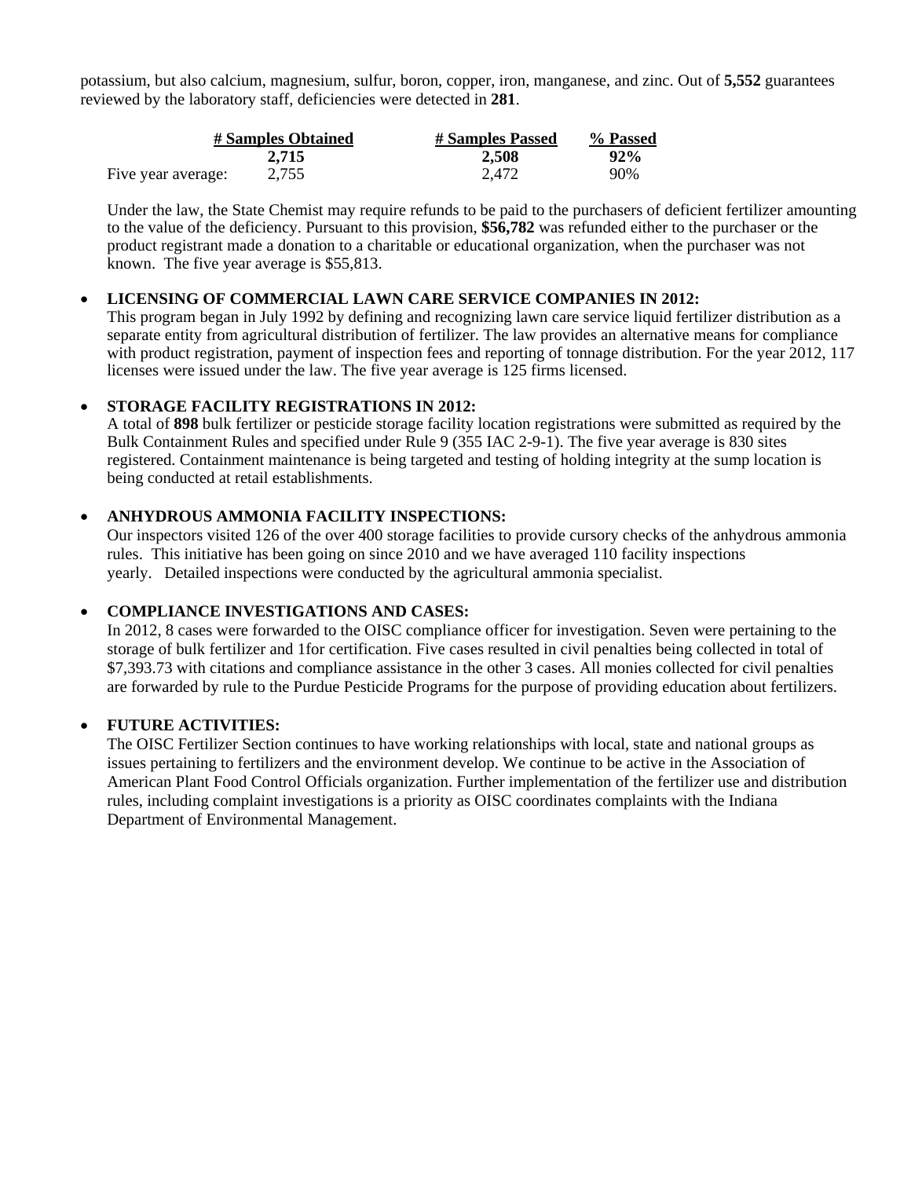potassium, but also calcium, magnesium, sulfur, boron, copper, iron, manganese, and zinc. Out of **5,552** guarantees reviewed by the laboratory staff, deficiencies were detected in **281**.

| | # Samples Obtained | # Samples Passed | % Passed |
|---|---|---|---|
| | **2,715** | **2,508** | **92%** |
| Five year average: | 2,755 | 2,472 | 90% |

Under the law, the State Chemist may require refunds to be paid to the purchasers of deficient fertilizer amounting to the value of the deficiency. Pursuant to this provision, **$56,782** was refunded either to the purchaser or the product registrant made a donation to a charitable or educational organization, when the purchaser was not known. The five year average is $55,813.

- **LICENSING OF COMMERCIAL LAWN CARE SERVICE COMPANIES IN 2012:**
  This program began in July 1992 by defining and recognizing lawn care service liquid fertilizer distribution as a separate entity from agricultural distribution of fertilizer. The law provides an alternative means for compliance with product registration, payment of inspection fees and reporting of tonnage distribution. For the year 2012, 117 licenses were issued under the law. The five year average is 125 firms licensed.

- **STORAGE FACILITY REGISTRATIONS IN 2012:**
  A total of **898** bulk fertilizer or pesticide storage facility location registrations were submitted as required by the Bulk Containment Rules and specified under Rule 9 (355 IAC 2-9-1). The five year average is 830 sites registered. Containment maintenance is being targeted and testing of holding integrity at the sump location is being conducted at retail establishments.

- **ANHYDROUS AMMONIA FACILITY INSPECTIONS:**
  Our inspectors visited 126 of the over 400 storage facilities to provide cursory checks of the anhydrous ammonia rules. This initiative has been going on since 2010 and we have averaged 110 facility inspections yearly. Detailed inspections were conducted by the agricultural ammonia specialist.

- **COMPLIANCE INVESTIGATIONS AND CASES:**
  In 2012, 8 cases were forwarded to the OISC compliance officer for investigation. Seven were pertaining to the storage of bulk fertilizer and 1for certification. Five cases resulted in civil penalties being collected in total of $7,393.73 with citations and compliance assistance in the other 3 cases. All monies collected for civil penalties are forwarded by rule to the Purdue Pesticide Programs for the purpose of providing education about fertilizers.

- **FUTURE ACTIVITIES:**
  The OISC Fertilizer Section continues to have working relationships with local, state and national groups as issues pertaining to fertilizers and the environment develop. We continue to be active in the Association of American Plant Food Control Officials organization. Further implementation of the fertilizer use and distribution rules, including complaint investigations is a priority as OISC coordinates complaints with the Indiana Department of Environmental Management.